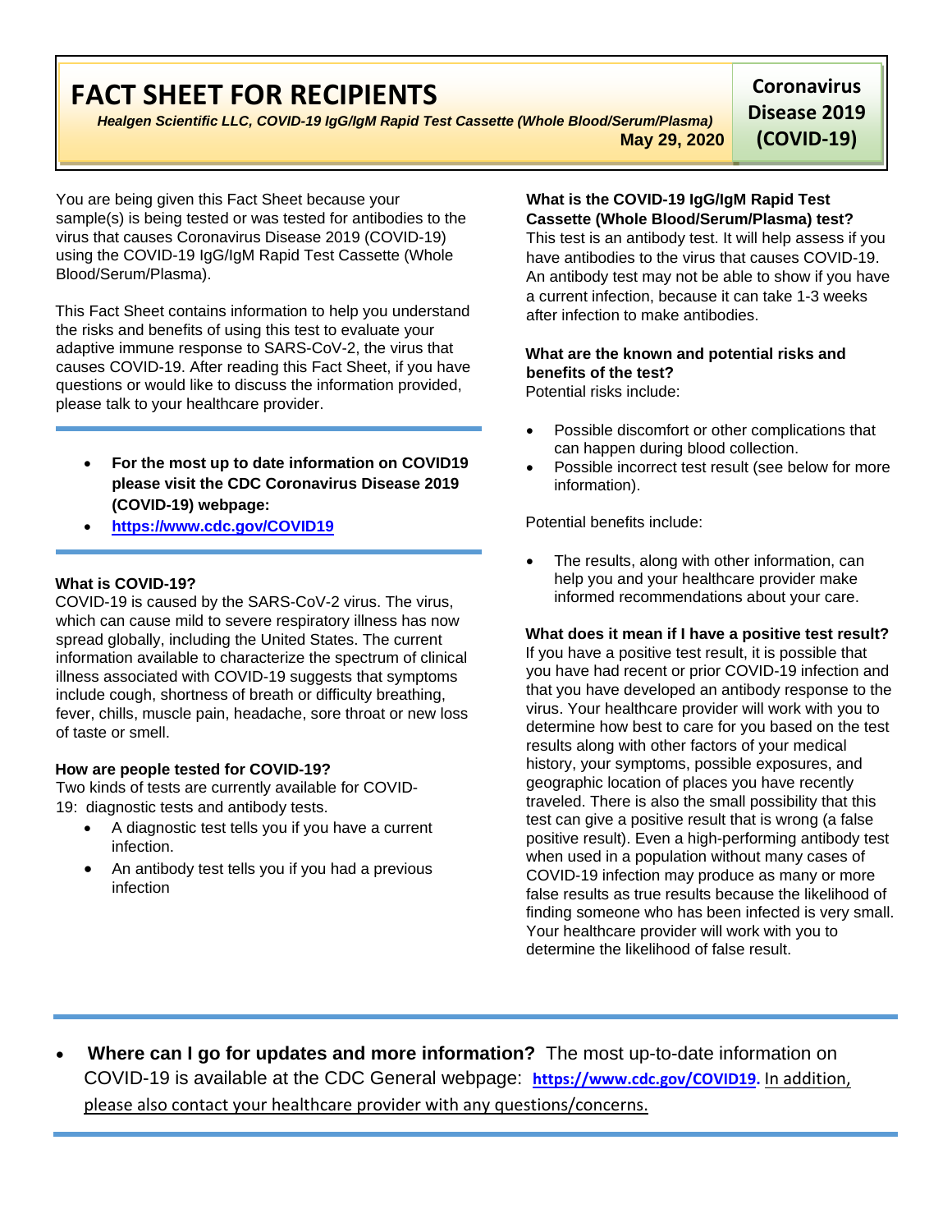# FACT SHEET FOR RECIPIENTS

***Healgen Scientific LLC, COVID-19 IgG/IgM Rapid Test Cassette (Whole Blood/Serum/Plasma)***

**May 29, 2020**

**Coronavirus Disease 2019 (COVID-19)**

You are being given this Fact Sheet because your sample(s) is being tested or was tested for antibodies to the virus that causes Coronavirus Disease 2019 (COVID-19) using the COVID-19 IgG/IgM Rapid Test Cassette (Whole Blood/Serum/Plasma).

This Fact Sheet contains information to help you understand the risks and benefits of using this test to evaluate your adaptive immune response to SARS-CoV-2, the virus that causes COVID-19. After reading this Fact Sheet, if you have questions or would like to discuss the information provided, please talk to your healthcare provider.

- **For the most up to date information on COVID19 please visit the CDC Coronavirus Disease 2019 (COVID-19) webpage:**
- **https://www.cdc.gov/COVID19**

**What is COVID-19?**

COVID-19 is caused by the SARS-CoV-2 virus. The virus, which can cause mild to severe respiratory illness has now spread globally, including the United States. The current information available to characterize the spectrum of clinical illness associated with COVID-19 suggests that symptoms include cough, shortness of breath or difficulty breathing, fever, chills, muscle pain, headache, sore throat or new loss of taste or smell.

**How are people tested for COVID-19?**

Two kinds of tests are currently available for COVID-19: diagnostic tests and antibody tests.

- A diagnostic test tells you if you have a current infection.
- An antibody test tells you if you had a previous infection

**What is the COVID-19 IgG/IgM Rapid Test Cassette (Whole Blood/Serum/Plasma) test?**

This test is an antibody test. It will help assess if you have antibodies to the virus that causes COVID-19. An antibody test may not be able to show if you have a current infection, because it can take 1-3 weeks after infection to make antibodies.

**What are the known and potential risks and benefits of the test?**

Potential risks include:

- Possible discomfort or other complications that can happen during blood collection.
- Possible incorrect test result (see below for more information).

Potential benefits include:

- The results, along with other information, can help you and your healthcare provider make informed recommendations about your care.

**What does it mean if I have a positive test result?**

If you have a positive test result, it is possible that you have had recent or prior COVID-19 infection and that you have developed an antibody response to the virus. Your healthcare provider will work with you to determine how best to care for you based on the test results along with other factors of your medical history, your symptoms, possible exposures, and geographic location of places you have recently traveled. There is also the small possibility that this test can give a positive result that is wrong (a false positive result). Even a high-performing antibody test when used in a population without many cases of COVID-19 infection may produce as many or more false results as true results because the likelihood of finding someone who has been infected is very small. Your healthcare provider will work with you to determine the likelihood of false result.

- **Where can I go for updates and more information?** The most up-to-date information on COVID-19 is available at the CDC General webpage: **https://www.cdc.gov/COVID19.** In addition, please also contact your healthcare provider with any questions/concerns.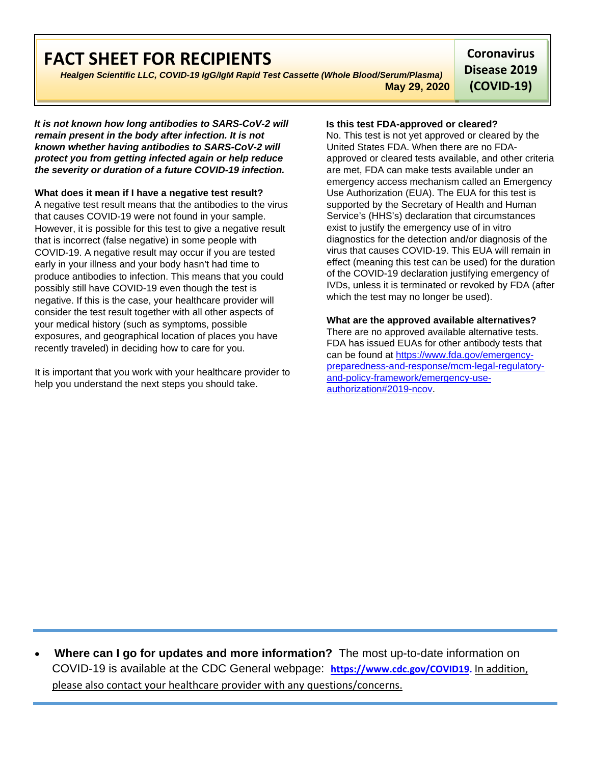# FACT SHEET FOR RECIPIENTS

***Healgen Scientific LLC, COVID-19 IgG/IgM Rapid Test Cassette (Whole Blood/Serum/Plasma)***

**May 29, 2020**

**Coronavirus Disease 2019 (COVID-19)**

***It is not known how long antibodies to SARS-CoV-2 will remain present in the body after infection. It is not known whether having antibodies to SARS-CoV-2 will protect you from getting infected again or help reduce the severity or duration of a future COVID-19 infection.***

**What does it mean if I have a negative test result?**
A negative test result means that the antibodies to the virus that causes COVID-19 were not found in your sample. However, it is possible for this test to give a negative result that is incorrect (false negative) in some people with COVID-19. A negative result may occur if you are tested early in your illness and your body hasn't had time to produce antibodies to infection. This means that you could possibly still have COVID-19 even though the test is negative. If this is the case, your healthcare provider will consider the test result together with all other aspects of your medical history (such as symptoms, possible exposures, and geographical location of places you have recently traveled) in deciding how to care for you.

It is important that you work with your healthcare provider to help you understand the next steps you should take.

**Is this test FDA-approved or cleared?**
No. This test is not yet approved or cleared by the United States FDA. When there are no FDA-approved or cleared tests available, and other criteria are met, FDA can make tests available under an emergency access mechanism called an Emergency Use Authorization (EUA). The EUA for this test is supported by the Secretary of Health and Human Service's (HHS's) declaration that circumstances exist to justify the emergency use of in vitro diagnostics for the detection and/or diagnosis of the virus that causes COVID-19. This EUA will remain in effect (meaning this test can be used) for the duration of the COVID-19 declaration justifying emergency of IVDs, unless it is terminated or revoked by FDA (after which the test may no longer be used).

**What are the approved available alternatives?**
There are no approved available alternative tests. FDA has issued EUAs for other antibody tests that can be found at https://www.fda.gov/emergency-preparedness-and-response/mcm-legal-regulatory-and-policy-framework/emergency-use-authorization#2019-ncov.

- **Where can I go for updates and more information?** The most up-to-date information on COVID-19 is available at the CDC General webpage: **https://www.cdc.gov/COVID19.** In addition, please also contact your healthcare provider with any questions/concerns.